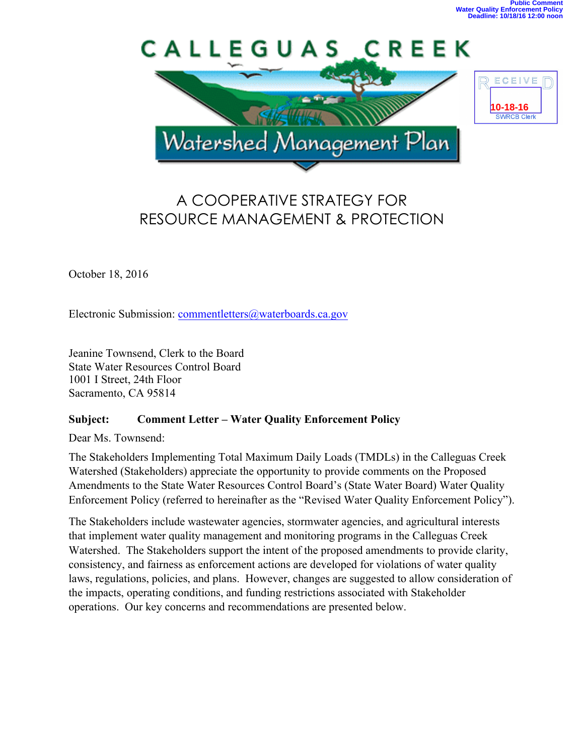Public Comment
Water Quality Enforcement Policy
Deadline: 10/18/16 12:00 noon

CALLEGUAS CREEK

Watershed Management Plan

RECEIVED
10-18-16
SWRCB Clerk

A COOPERATIVE STRATEGY FOR
RESOURCE MANAGEMENT & PROTECTION

October 18, 2016

Electronic Submission: commentletters@waterboards.ca.gov

Jeanine Townsend, Clerk to the Board
State Water Resources Control Board
1001 I Street, 24th Floor
Sacramento, CA 95814

**Subject: Comment Letter – Water Quality Enforcement Policy**

Dear Ms. Townsend:

The Stakeholders Implementing Total Maximum Daily Loads (TMDLs) in the Calleguas Creek Watershed (Stakeholders) appreciate the opportunity to provide comments on the Proposed Amendments to the State Water Resources Control Board's (State Water Board) Water Quality Enforcement Policy (referred to hereinafter as the "Revised Water Quality Enforcement Policy").

The Stakeholders include wastewater agencies, stormwater agencies, and agricultural interests that implement water quality management and monitoring programs in the Calleguas Creek Watershed. The Stakeholders support the intent of the proposed amendments to provide clarity, consistency, and fairness as enforcement actions are developed for violations of water quality laws, regulations, policies, and plans. However, changes are suggested to allow consideration of the impacts, operating conditions, and funding restrictions associated with Stakeholder operations. Our key concerns and recommendations are presented below.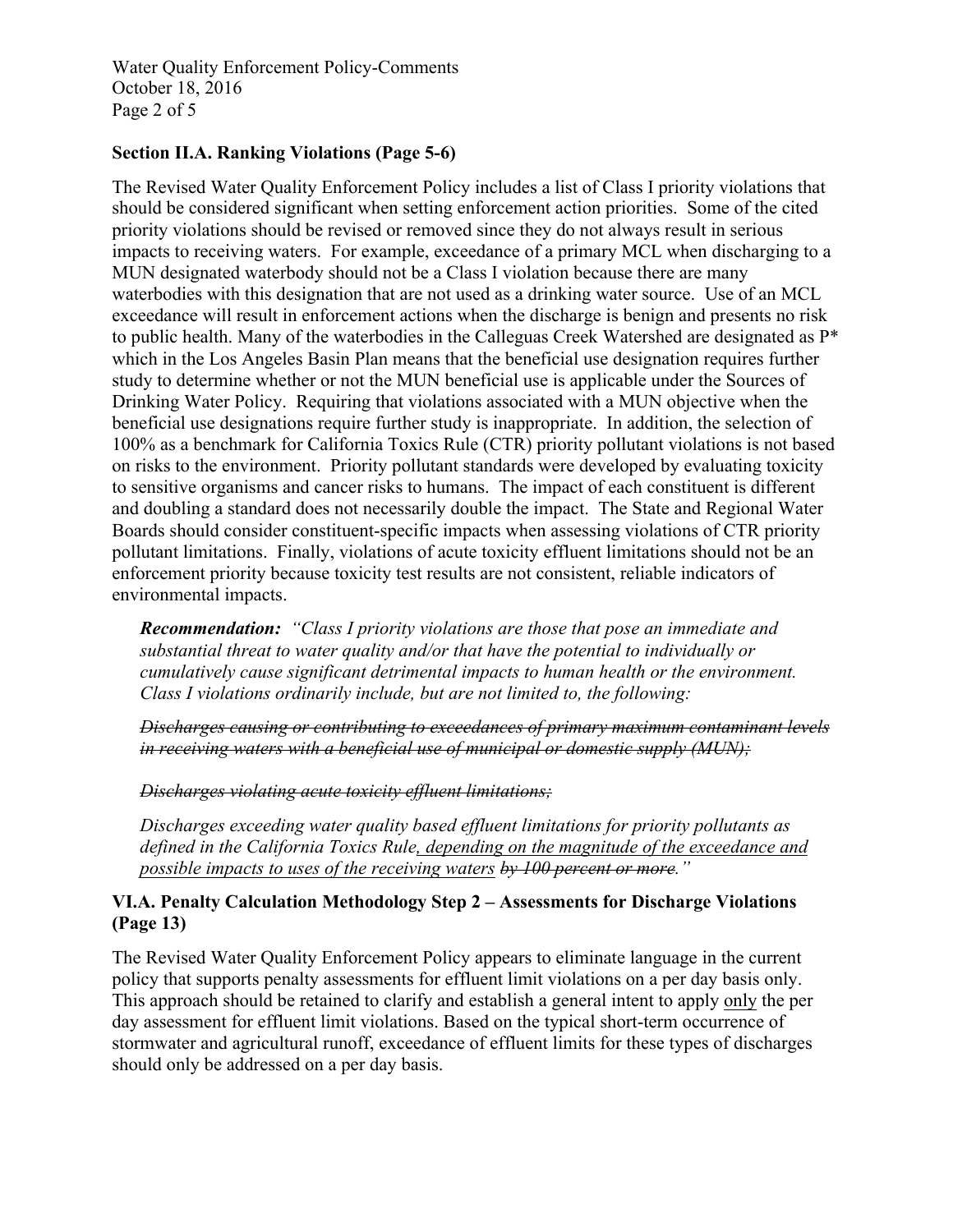### Section II.A. Ranking Violations (Page 5-6)

The Revised Water Quality Enforcement Policy includes a list of Class I priority violations that should be considered significant when setting enforcement action priorities. Some of the cited priority violations should be revised or removed since they do not always result in serious impacts to receiving waters. For example, exceedance of a primary MCL when discharging to a MUN designated waterbody should not be a Class I violation because there are many waterbodies with this designation that are not used as a drinking water source. Use of an MCL exceedance will result in enforcement actions when the discharge is benign and presents no risk to public health. Many of the waterbodies in the Calleguas Creek Watershed are designated as P* which in the Los Angeles Basin Plan means that the beneficial use designation requires further study to determine whether or not the MUN beneficial use is applicable under the Sources of Drinking Water Policy. Requiring that violations associated with a MUN objective when the beneficial use designations require further study is inappropriate. In addition, the selection of 100% as a benchmark for California Toxics Rule (CTR) priority pollutant violations is not based on risks to the environment. Priority pollutant standards were developed by evaluating toxicity to sensitive organisms and cancer risks to humans. The impact of each constituent is different and doubling a standard does not necessarily double the impact. The State and Regional Water Boards should consider constituent-specific impacts when assessing violations of CTR priority pollutant limitations. Finally, violations of acute toxicity effluent limitations should not be an enforcement priority because toxicity test results are not consistent, reliable indicators of environmental impacts.

> ***Recommendation:*** *"Class I priority violations are those that pose an immediate and substantial threat to water quality and/or that have the potential to individually or cumulatively cause significant detrimental impacts to human health or the environment. Class I violations ordinarily include, but are not limited to, the following:*
>
> *~~Discharges causing or contributing to exceedances of primary maximum contaminant levels in receiving waters with a beneficial use of municipal or domestic supply (MUN);~~*
>
> *~~Discharges violating acute toxicity effluent limitations;~~*
>
> *Discharges exceeding water quality based effluent limitations for priority pollutants as defined in the California Toxics Rule<u>, depending on the magnitude of the exceedance and possible impacts to uses of the receiving waters</u> ~~by 100 percent or more~~."*

### VI.A. Penalty Calculation Methodology Step 2 – Assessments for Discharge Violations (Page 13)

The Revised Water Quality Enforcement Policy appears to eliminate language in the current policy that supports penalty assessments for effluent limit violations on a per day basis only. This approach should be retained to clarify and establish a general intent to apply <u>only</u> the per day assessment for effluent limit violations. Based on the typical short-term occurrence of stormwater and agricultural runoff, exceedance of effluent limits for these types of discharges should only be addressed on a per day basis.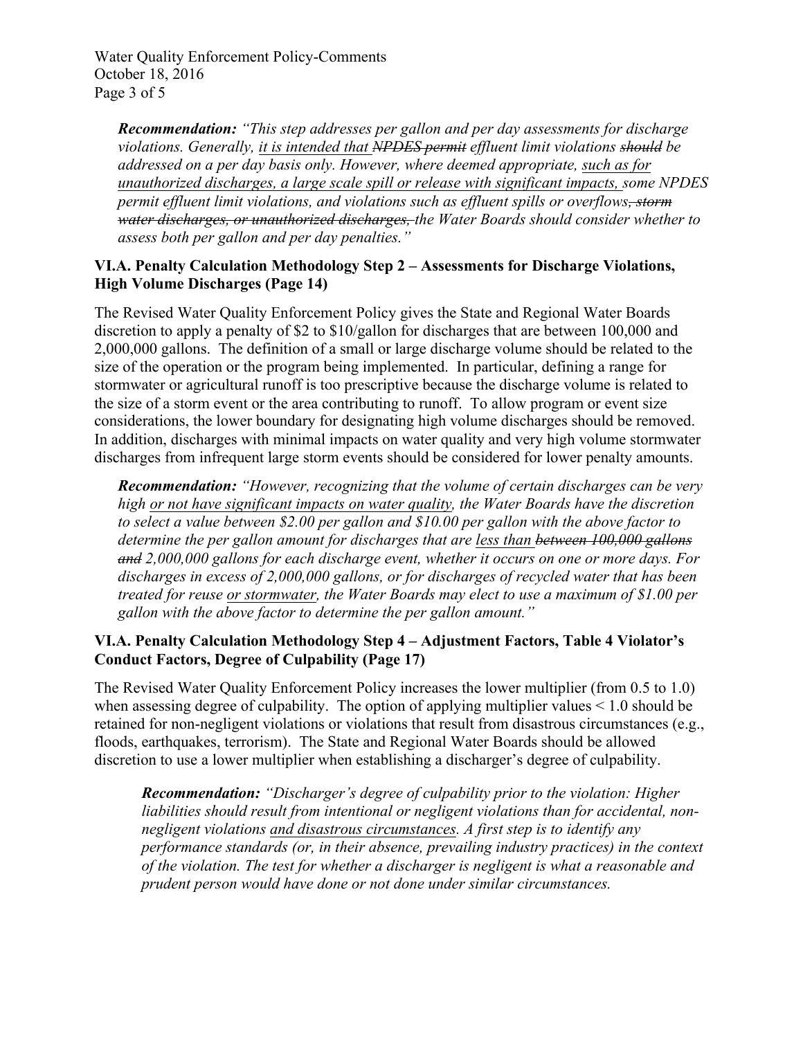***Recommendation:*** *"This step addresses per gallon and per day assessments for discharge violations. Generally, <u>it is intended that</u> ~~NPDES permit~~ effluent limit violations ~~should~~ be addressed on a per day basis only. However, where deemed appropriate, <u>such as for unauthorized discharges, a large scale spill or release with significant impacts,</u> some NPDES permit effluent limit violations, and violations such as effluent spills or overflows~~, storm water discharges, or unauthorized discharges,~~ the Water Boards should consider whether to assess both per gallon and per day penalties."*

**VI.A. Penalty Calculation Methodology Step 2 – Assessments for Discharge Violations, High Volume Discharges (Page 14)**

The Revised Water Quality Enforcement Policy gives the State and Regional Water Boards discretion to apply a penalty of $2 to $10/gallon for discharges that are between 100,000 and 2,000,000 gallons. The definition of a small or large discharge volume should be related to the size of the operation or the program being implemented. In particular, defining a range for stormwater or agricultural runoff is too prescriptive because the discharge volume is related to the size of a storm event or the area contributing to runoff. To allow program or event size considerations, the lower boundary for designating high volume discharges should be removed. In addition, discharges with minimal impacts on water quality and very high volume stormwater discharges from infrequent large storm events should be considered for lower penalty amounts.

***Recommendation:*** *"However, recognizing that the volume of certain discharges can be very high <u>or not have significant impacts on water quality</u>, the Water Boards have the discretion to select a value between $2.00 per gallon and $10.00 per gallon with the above factor to determine the per gallon amount for discharges that are <u>less than</u> ~~between 100,000 gallons and~~ 2,000,000 gallons for each discharge event, whether it occurs on one or more days. For discharges in excess of 2,000,000 gallons, or for discharges of recycled water that has been treated for reuse <u>or stormwater</u>, the Water Boards may elect to use a maximum of $1.00 per gallon with the above factor to determine the per gallon amount."*

**VI.A. Penalty Calculation Methodology Step 4 – Adjustment Factors, Table 4 Violator's Conduct Factors, Degree of Culpability (Page 17)**

The Revised Water Quality Enforcement Policy increases the lower multiplier (from 0.5 to 1.0) when assessing degree of culpability. The option of applying multiplier values < 1.0 should be retained for non-negligent violations or violations that result from disastrous circumstances (e.g., floods, earthquakes, terrorism). The State and Regional Water Boards should be allowed discretion to use a lower multiplier when establishing a discharger's degree of culpability.

***Recommendation:*** *"Discharger's degree of culpability prior to the violation: Higher liabilities should result from intentional or negligent violations than for accidental, non-negligent violations <u>and disastrous circumstances</u>. A first step is to identify any performance standards (or, in their absence, prevailing industry practices) in the context of the violation. The test for whether a discharger is negligent is what a reasonable and prudent person would have done or not done under similar circumstances.*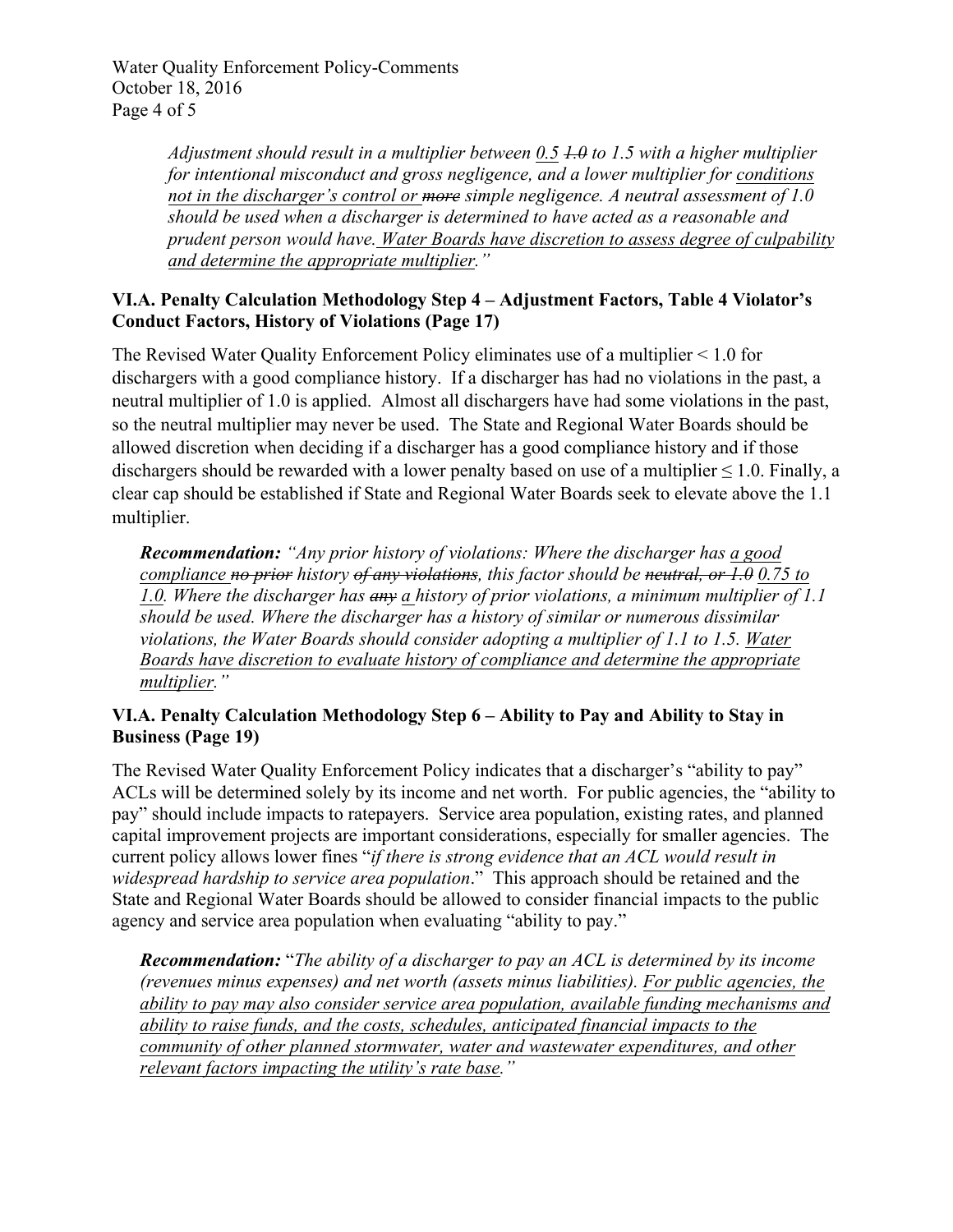*Adjustment should result in a multiplier between <u>0.5</u> ~~1.0~~ to 1.5 with a higher multiplier for intentional misconduct and gross negligence, and a lower multiplier for <u>conditions not in the discharger's control or</u> ~~more~~ simple negligence. A neutral assessment of 1.0 should be used when a discharger is determined to have acted as a reasonable and prudent person would have. <u>Water Boards have discretion to assess degree of culpability and determine the appropriate multiplier</u>."*

**VI.A. Penalty Calculation Methodology Step 4 – Adjustment Factors, Table 4 Violator's Conduct Factors, History of Violations (Page 17)**

The Revised Water Quality Enforcement Policy eliminates use of a multiplier < 1.0 for dischargers with a good compliance history. If a discharger has had no violations in the past, a neutral multiplier of 1.0 is applied. Almost all dischargers have had some violations in the past, so the neutral multiplier may never be used. The State and Regional Water Boards should be allowed discretion when deciding if a discharger has a good compliance history and if those dischargers should be rewarded with a lower penalty based on use of a multiplier ≤ 1.0. Finally, a clear cap should be established if State and Regional Water Boards seek to elevate above the 1.1 multiplier.

***Recommendation:*** *"Any prior history of violations: Where the discharger has <u>a good compliance</u> ~~no prior~~ history ~~of any violations~~, this factor should be ~~neutral, or 1.0~~ <u>0.75 to 1.0</u>. Where the discharger has ~~any~~ <u>a</u> history of prior violations, a minimum multiplier of 1.1 should be used. Where the discharger has a history of similar or numerous dissimilar violations, the Water Boards should consider adopting a multiplier of 1.1 to 1.5. <u>Water Boards have discretion to evaluate history of compliance and determine the appropriate multiplier</u>."*

**VI.A. Penalty Calculation Methodology Step 6 – Ability to Pay and Ability to Stay in Business (Page 19)**

The Revised Water Quality Enforcement Policy indicates that a discharger's "ability to pay" ACLs will be determined solely by its income and net worth. For public agencies, the "ability to pay" should include impacts to ratepayers. Service area population, existing rates, and planned capital improvement projects are important considerations, especially for smaller agencies. The current policy allows lower fines "*if there is strong evidence that an ACL would result in widespread hardship to service area population*." This approach should be retained and the State and Regional Water Boards should be allowed to consider financial impacts to the public agency and service area population when evaluating "ability to pay."

***Recommendation:*** "*The ability of a discharger to pay an ACL is determined by its income (revenues minus expenses) and net worth (assets minus liabilities). <u>For public agencies, the ability to pay may also consider service area population, available funding mechanisms and ability to raise funds, and the costs, schedules, anticipated financial impacts to the community of other planned stormwater, water and wastewater expenditures, and other relevant factors impacting the utility's rate base</u>."*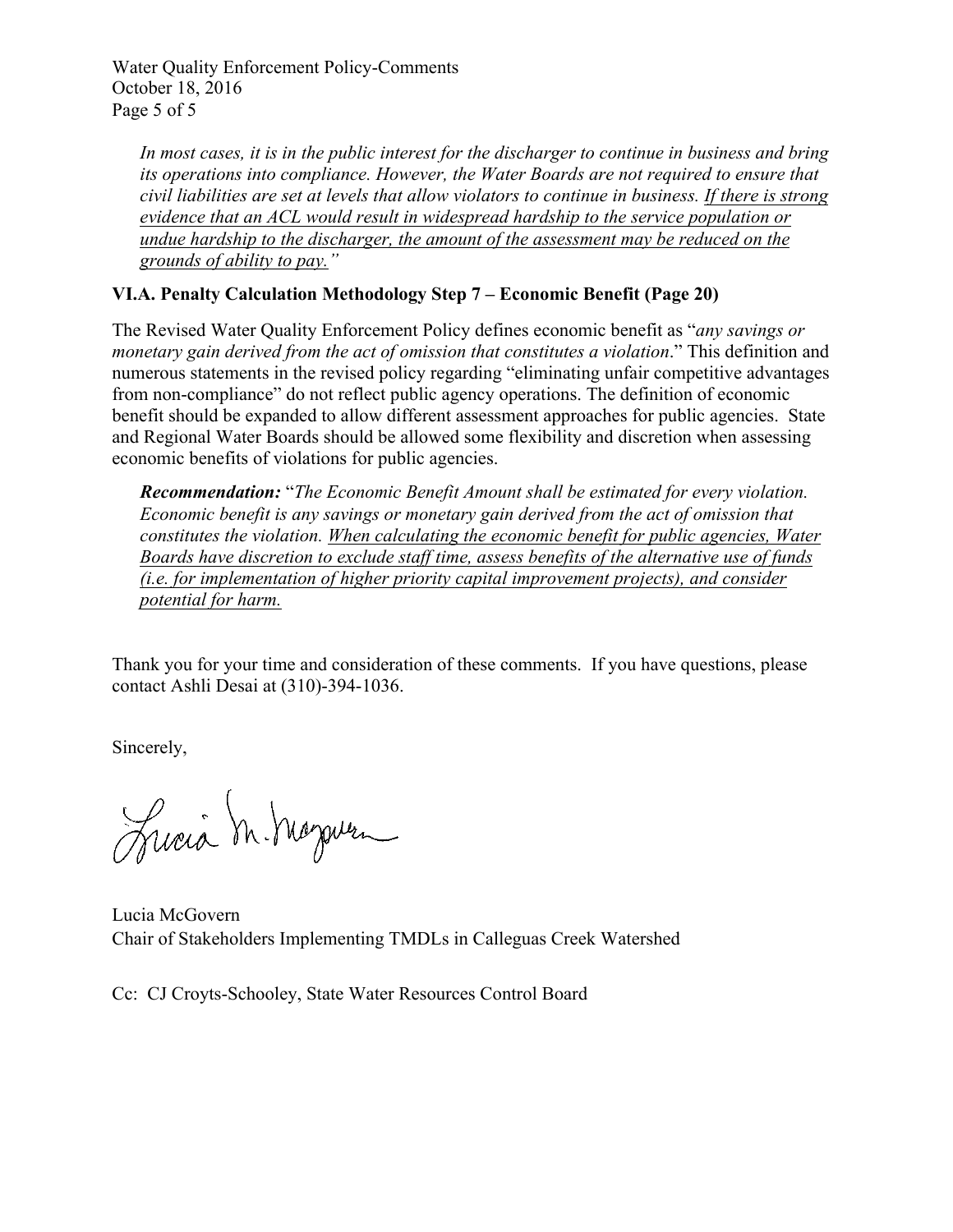*In most cases, it is in the public interest for the discharger to continue in business and bring its operations into compliance. However, the Water Boards are not required to ensure that civil liabilities are set at levels that allow violators to continue in business. <u>If there is strong evidence that an ACL would result in widespread hardship to the service population or undue hardship to the discharger, the amount of the assessment may be reduced on the grounds of ability to pay.</u>"*

**VI.A. Penalty Calculation Methodology Step 7 – Economic Benefit (Page 20)**

The Revised Water Quality Enforcement Policy defines economic benefit as "*any savings or monetary gain derived from the act of omission that constitutes a violation*." This definition and numerous statements in the revised policy regarding "eliminating unfair competitive advantages from non-compliance" do not reflect public agency operations. The definition of economic benefit should be expanded to allow different assessment approaches for public agencies. State and Regional Water Boards should be allowed some flexibility and discretion when assessing economic benefits of violations for public agencies.

> ***Recommendation:*** "*The Economic Benefit Amount shall be estimated for every violation. Economic benefit is any savings or monetary gain derived from the act of omission that constitutes the violation. <u>When calculating the economic benefit for public agencies, Water Boards have discretion to exclude staff time, assess benefits of the alternative use of funds (i.e. for implementation of higher priority capital improvement projects), and consider potential for harm.</u>*

Thank you for your time and consideration of these comments. If you have questions, please contact Ashli Desai at (310)-394-1036.

Sincerely,

Lucia McGovern
Chair of Stakeholders Implementing TMDLs in Calleguas Creek Watershed

Cc: CJ Croyts-Schooley, State Water Resources Control Board